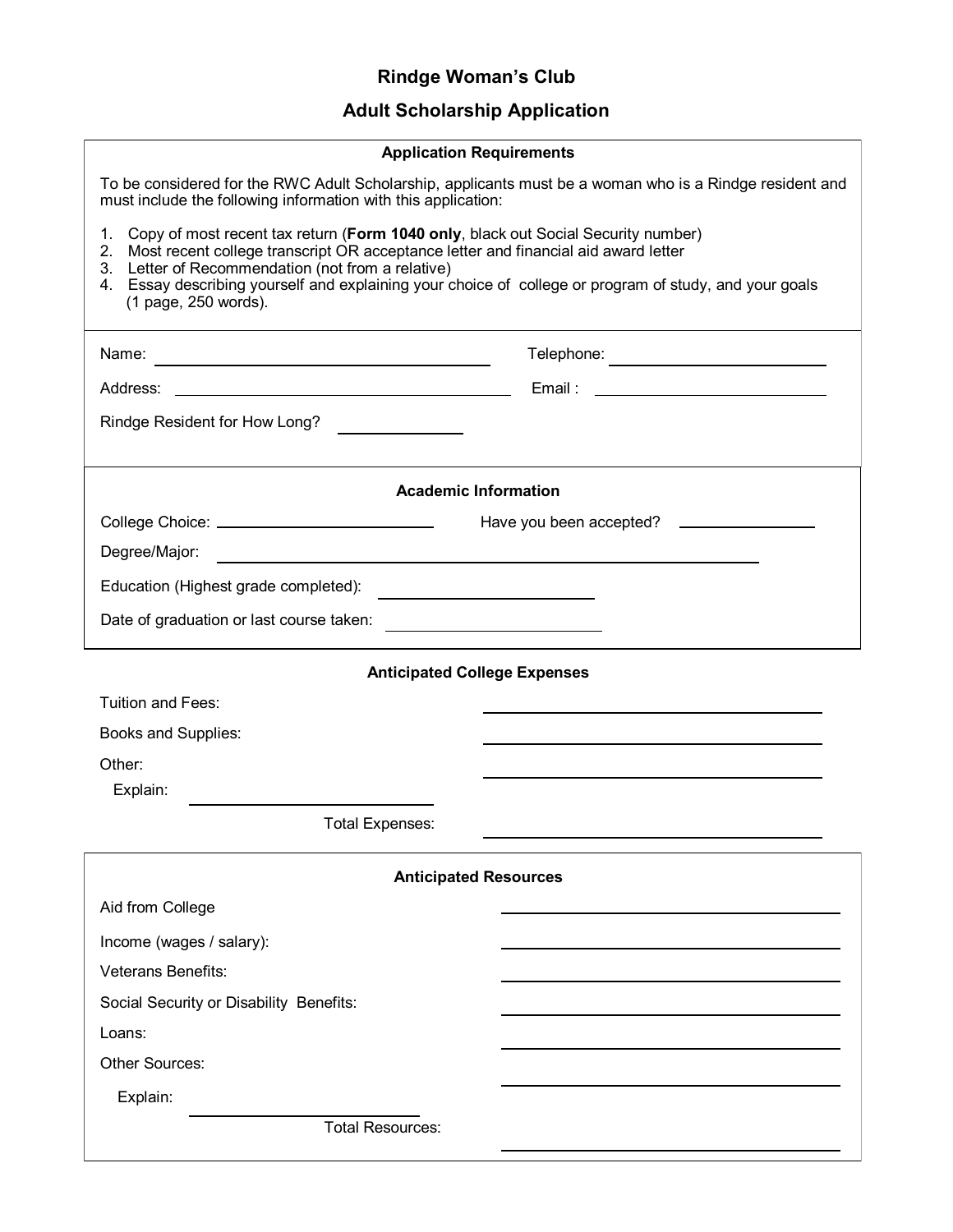# Rindge Woman's Club

## Adult Scholarship Application

### Application Requirements

To be considered for the RWC Adult Scholarship, applicants must be a woman who is a Rindge resident and must include the following information with this application:

1. Copy of most recent tax return (**Form 1040 only**, black out Social Security number)
2. Most recent college transcript OR acceptance letter and financial aid award letter
3. Letter of Recommendation (not from a relative)
4. Essay describing yourself and explaining your choice of college or program of study, and your goals (1 page, 250 words).

Name: ____________________________ Telephone: ____________________

Address: ____________________________ Email : ____________________

Rindge Resident for How Long? __________

### Academic Information

College Choice: ____________________ Have you been accepted? __________

Degree/Major: ____________________________________________

Education (Highest grade completed): ____________________

Date of graduation or last course taken: ____________________

### Anticipated College Expenses

Tuition and Fees: ____________________

Books and Supplies: ____________________

Other: ____________________

Explain: ____________________

Total Expenses: ____________________

### Anticipated Resources

Aid from College ____________________

Income (wages / salary): ____________________

Veterans Benefits: ____________________

Social Security or Disability Benefits: ____________________

Loans: ____________________

Other Sources: ____________________

Explain: ____________________

Total Resources: ____________________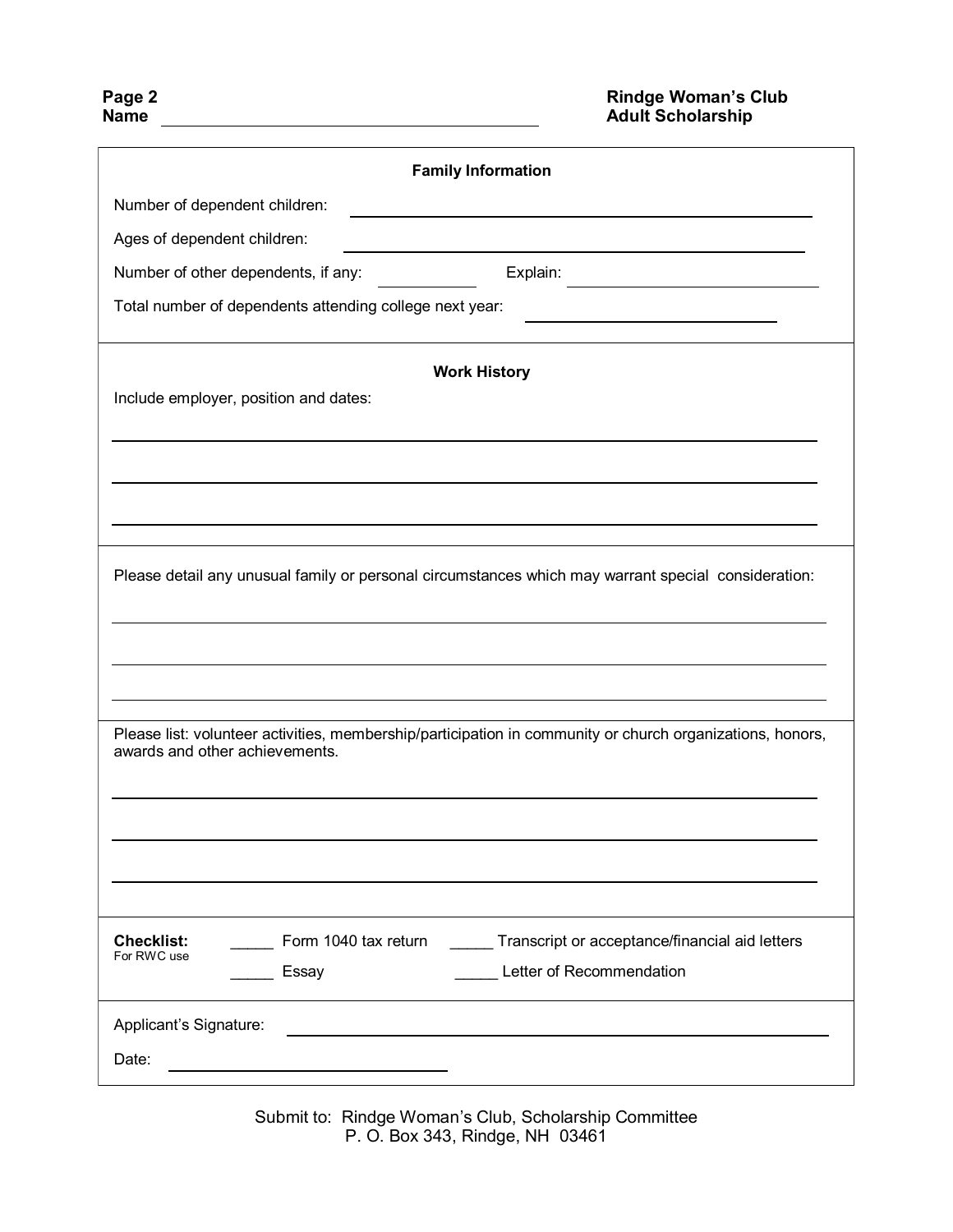Page 2
**Name** ______________________________________

**Rindge Woman's Club**
**Adult Scholarship**

**Family Information**

Number of dependent children: ______________________________________

Ages of dependent children: ______________________________________

Number of other dependents, if any: __________ Explain: ______________________

Total number of dependents attending college next year: ______________________

**Work History**

Include employer, position and dates:

______________________________________________________________________

______________________________________________________________________

______________________________________________________________________

Please detail any unusual family or personal circumstances which may warrant special consideration:

______________________________________________________________________

______________________________________________________________________

______________________________________________________________________

Please list: volunteer activities, membership/participation in community or church organizations, honors, awards and other achievements.

______________________________________________________________________

______________________________________________________________________

______________________________________________________________________

**Checklist:**
For RWC use

_____ Form 1040 tax return
_____ Transcript or acceptance/financial aid letters
_____ Essay
_____ Letter of Recommendation

Applicant's Signature: ______________________________________

Date: ______________________

Submit to: Rindge Woman's Club, Scholarship Committee
P. O. Box 343, Rindge, NH 03461